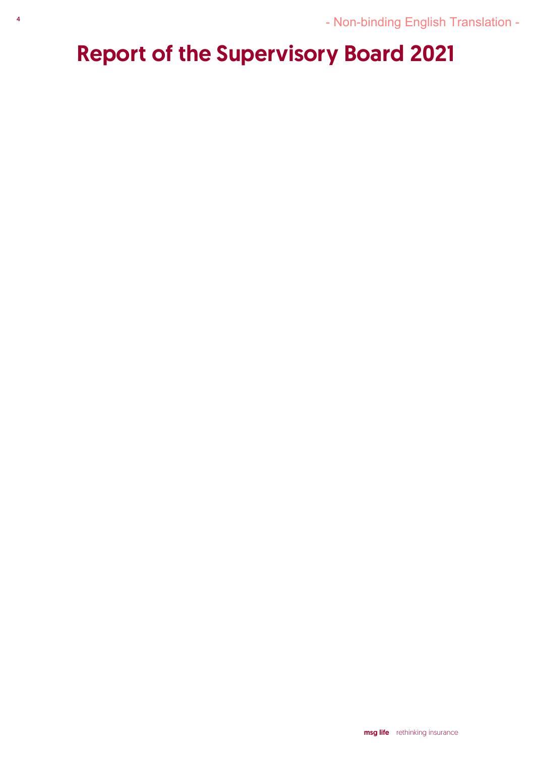- Non-binding English Translation -

# Report of the Supervisory Board 2021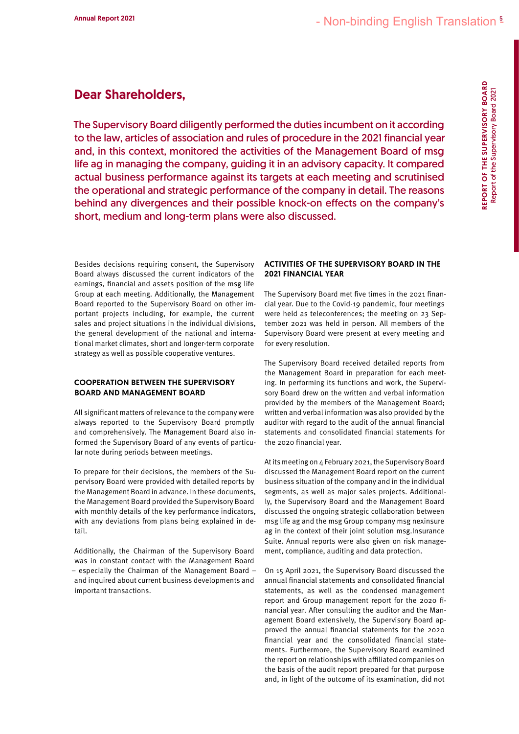# Dear Shareholders,

The Supervisory Board diligently performed the duties incumbent on it according to the law, articles of association and rules of procedure in the 2021 financial year and, in this context, monitored the activities of the Management Board of msg life ag in managing the company, guiding it in an advisory capacity. It compared actual business performance against its targets at each meeting and scrutinised the operational and strategic performance of the company in detail. The reasons behind any divergences and their possible knock-on effects on the company's short, medium and long-term plans were also discussed.

Besides decisions requiring consent, the Supervisory Board always discussed the current indicators of the earnings, financial and assets position of the msg life Group at each meeting. Additionally, the Management Board reported to the Supervisory Board on other important projects including, for example, the current sales and project situations in the individual divisions, the general development of the national and international market climates, short and longer-term corporate strategy as well as possible cooperative ventures.

## COOPERATION BETWEEN THE SUPERVISORY BOARD AND MANAGEMENT BOARD

All significant matters of relevance to the company were always reported to the Supervisory Board promptly and comprehensively. The Management Board also informed the Supervisory Board of any events of particular note during periods between meetings.

To prepare for their decisions, the members of the Supervisory Board were provided with detailed reports by the Management Board in advance. In these documents, the Management Board provided the Supervisory Board with monthly details of the key performance indicators, with any deviations from plans being explained in detail.

Additionally, the Chairman of the Supervisory Board was in constant contact with the Management Board – especially the Chairman of the Management Board – and inquired about current business developments and important transactions.

## ACTIVITIES OF THE SUPERVISORY BOARD IN THE 2021 FINANCIAL YEAR

The Supervisory Board met five times in the 2021 financial year. Due to the Covid-19 pandemic, four meetings were held as teleconferences; the meeting on 23 September 2021 was held in person. All members of the Supervisory Board were present at every meeting and for every resolution.

The Supervisory Board received detailed reports from the Management Board in preparation for each meeting. In performing its functions and work, the Supervisory Board drew on the written and verbal information provided by the members of the Management Board; written and verbal information was also provided by the auditor with regard to the audit of the annual financial statements and consolidated financial statements for the 2020 financial year.

At its meeting on 4 February 2021, the Supervisory Board discussed the Management Board report on the current business situation of the company and in the individual segments, as well as major sales projects. Additionally, the Supervisory Board and the Management Board discussed the ongoing strategic collaboration between msg life ag and the msg Group company msg nexinsure ag in the context of their joint solution msg.Insurance Suite. Annual reports were also given on risk management, compliance, auditing and data protection.

On 15 April 2021, the Supervisory Board discussed the annual financial statements and consolidated financial statements, as well as the condensed management report and Group management report for the 2020 financial year. After consulting the auditor and the Management Board extensively, the Supervisory Board approved the annual financial statements for the 2020 financial year and the consolidated financial statements. Furthermore, the Supervisory Board examined the report on relationships with affiliated companies on the basis of the audit report prepared for that purpose and, in light of the outcome of its examination, did not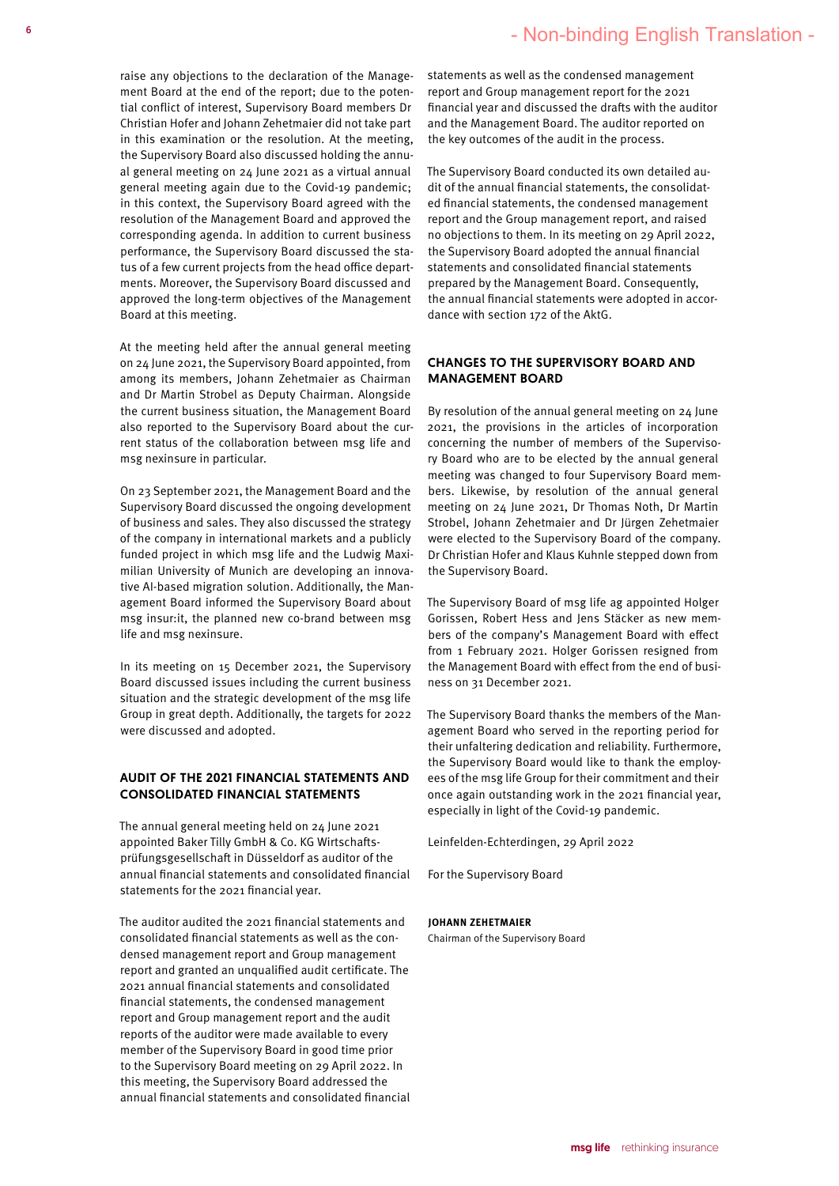raise any objections to the declaration of the Management Board at the end of the report; due to the potential conflict of interest, Supervisory Board members Dr Christian Hofer and Johann Zehetmaier did not take part in this examination or the resolution. At the meeting, the Supervisory Board also discussed holding the annual general meeting on 24 June 2021 as a virtual annual general meeting again due to the Covid-19 pandemic; in this context, the Supervisory Board agreed with the resolution of the Management Board and approved the corresponding agenda. In addition to current business performance, the Supervisory Board discussed the status of a few current projects from the head office departments. Moreover, the Supervisory Board discussed and approved the long-term objectives of the Management Board at this meeting.

At the meeting held after the annual general meeting on 24 June 2021, the Supervisory Board appointed, from among its members, Johann Zehetmaier as Chairman and Dr Martin Strobel as Deputy Chairman. Alongside the current business situation, the Management Board also reported to the Supervisory Board about the current status of the collaboration between msg life and msg nexinsure in particular.

On 23 September 2021, the Management Board and the Supervisory Board discussed the ongoing development of business and sales. They also discussed the strategy of the company in international markets and a publicly funded project in which msg life and the Ludwig Maximilian University of Munich are developing an innovative AI-based migration solution. Additionally, the Management Board informed the Supervisory Board about msg insur:it, the planned new co-brand between msg life and msg nexinsure.

In its meeting on 15 December 2021, the Supervisory Board discussed issues including the current business situation and the strategic development of the msg life Group in great depth. Additionally, the targets for 2022 were discussed and adopted.

## AUDIT OF THE 2021 FINANCIAL STATEMENTS AND CONSOLIDATED FINANCIAL STATEMENTS

The annual general meeting held on 24 June 2021 appointed Baker Tilly GmbH & Co. KG Wirtschaftsprüfungsgesellschaft in Düsseldorf as auditor of the annual financial statements and consolidated financial statements for the 2021 financial year.

The auditor audited the 2021 financial statements and consolidated financial statements as well as the condensed management report and Group management report and granted an unqualified audit certificate. The 2021 annual financial statements and consolidated financial statements, the condensed management report and Group management report and the audit reports of the auditor were made available to every member of the Supervisory Board in good time prior to the Supervisory Board meeting on 29 April 2022. In this meeting, the Supervisory Board addressed the annual financial statements and consolidated financial statements as well as the condensed management report and Group management report for the 2021 financial year and discussed the drafts with the auditor and the Management Board. The auditor reported on the key outcomes of the audit in the process.

The Supervisory Board conducted its own detailed audit of the annual financial statements, the consolidated financial statements, the condensed management report and the Group management report, and raised no objections to them. In its meeting on 29 April 2022, the Supervisory Board adopted the annual financial statements and consolidated financial statements prepared by the Management Board. Consequently, the annual financial statements were adopted in accordance with section 172 of the AktG.

## CHANGES TO THE SUPERVISORY BOARD AND MANAGEMENT BOARD

By resolution of the annual general meeting on 24 June 2021, the provisions in the articles of incorporation concerning the number of members of the Supervisory Board who are to be elected by the annual general meeting was changed to four Supervisory Board members. Likewise, by resolution of the annual general meeting on 24 June 2021, Dr Thomas Noth, Dr Martin Strobel, Johann Zehetmaier and Dr Jürgen Zehetmaier were elected to the Supervisory Board of the company. Dr Christian Hofer and Klaus Kuhnle stepped down from the Supervisory Board.

The Supervisory Board of msg life ag appointed Holger Gorissen, Robert Hess and Jens Stäcker as new members of the company's Management Board with effect from 1 February 2021. Holger Gorissen resigned from the Management Board with effect from the end of business on 31 December 2021.

The Supervisory Board thanks the members of the Management Board who served in the reporting period for their unfaltering dedication and reliability. Furthermore, the Supervisory Board would like to thank the employees of the msg life Group for their commitment and their once again outstanding work in the 2021 financial year, especially in light of the Covid-19 pandemic.

Leinfelden-Echterdingen, 29 April 2022

For the Supervisory Board

**JOHANN ZEHETMAIER**
Chairman of the Supervisory Board